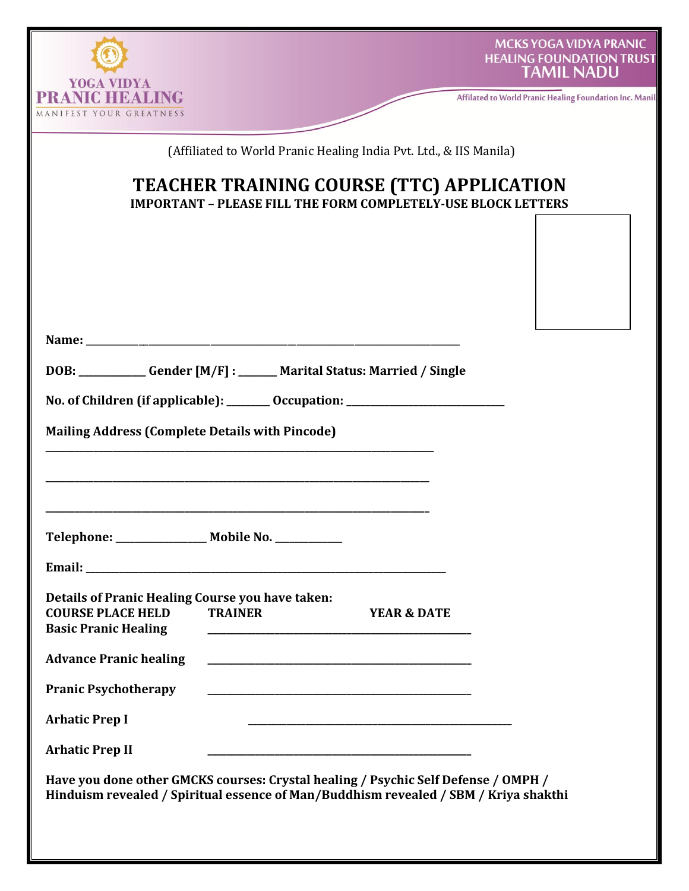YOGA VIDYA
PRANIC HEALING
MANIFEST YOUR GREATNESS

MCKS YOGA VIDYA PRANIC HEALING FOUNDATION TRUST
TAMIL NADU

Affilated to World Pranic Healing Foundation Inc. Manil

(Affiliated to World Pranic Healing India Pvt. Ltd., & IIS Manila)

# TEACHER TRAINING COURSE (TTC) APPLICATION

**IMPORTANT – PLEASE FILL THE FORM COMPLETELY-USE BLOCK LETTERS**

**Name:** ___________________________________________________________________

**DOB:** ____________ **Gender [M/F] :** _______ **Marital Status: Married / Single**

**No. of Children (if applicable):** ________ **Occupation:** ______________________________

**Mailing Address (Complete Details with Pincode)**

___________________________________________________________________________

___________________________________________________________________________

___________________________________________________________________________

**Telephone:** ________________ **Mobile No.** ____________

**Email:** _________________________________________________________________

**Details of Pranic Healing Course you have taken:**

| COURSE PLACE HELD | TRAINER | YEAR & DATE |
|---|---|---|
| Basic Pranic Healing | ___________________________________________________ | |
| Advance Pranic healing | ___________________________________________________ | |
| Pranic Psychotherapy | ___________________________________________________ | |
| Arhatic Prep I | ___________________________________________________ | |
| Arhatic Prep II | ___________________________________________________ | |

**Have you done other GMCKS courses: Crystal healing / Psychic Self Defense / OMPH / Hinduism revealed / Spiritual essence of Man/Buddhism revealed / SBM / Kriya shakthi**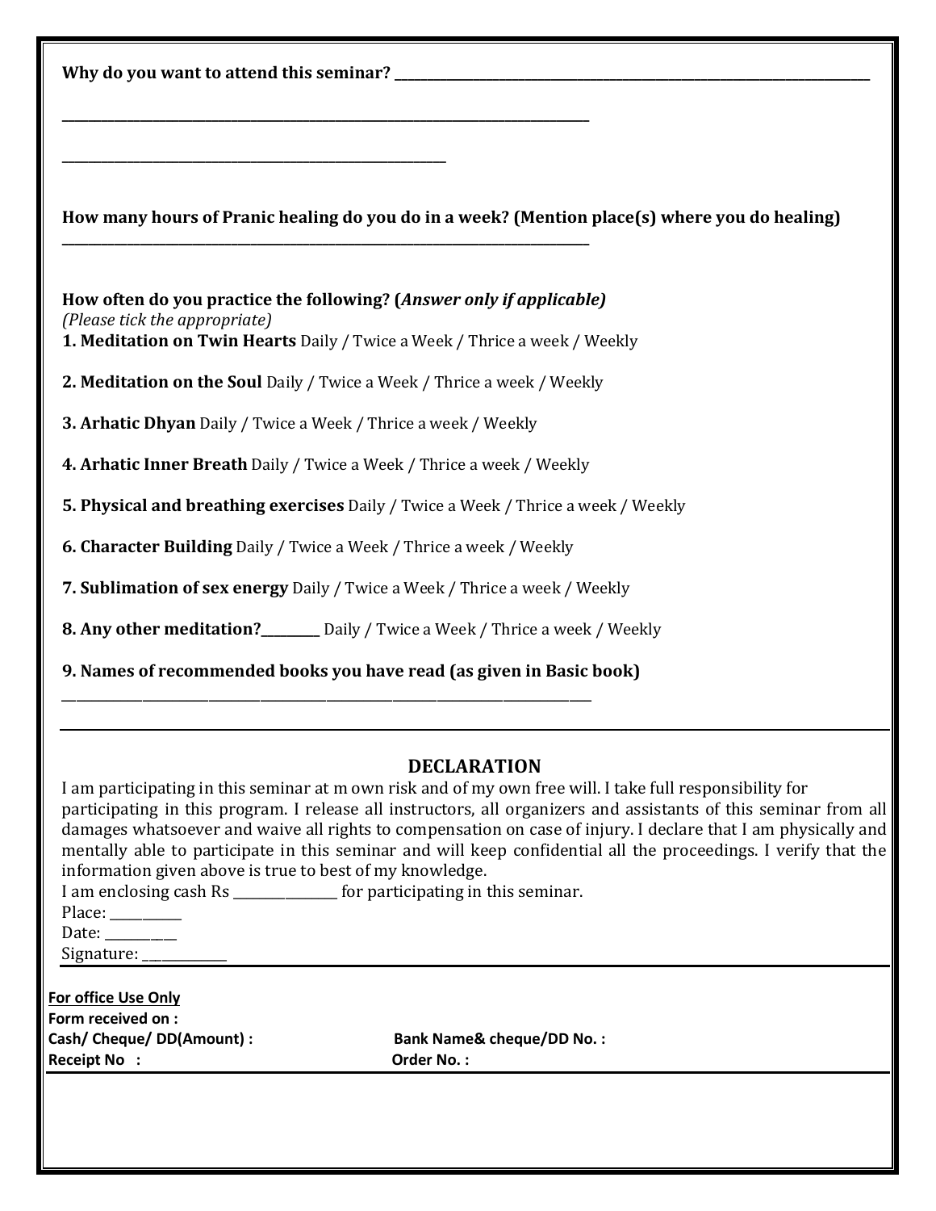**Why do you want to attend this seminar?** ______________________________________________________________

______________________________________________________________

____________________________________________

**How many hours of Pranic healing do you do in a week? (Mention place(s) where you do healing)**
______________________________________________________________

**How often do you practice the following? (*Answer only if applicable)***
*(Please tick the appropriate)*

**1. Meditation on Twin Hearts** Daily / Twice a Week / Thrice a week / Weekly

**2. Meditation on the Soul** Daily / Twice a Week / Thrice a week / Weekly

**3. Arhatic Dhyan** Daily / Twice a Week / Thrice a week / Weekly

**4. Arhatic Inner Breath** Daily / Twice a Week / Thrice a week / Weekly

**5. Physical and breathing exercises** Daily / Twice a Week / Thrice a week / Weekly

**6. Character Building** Daily / Twice a Week / Thrice a week / Weekly

**7. Sublimation of sex energy** Daily / Twice a Week / Thrice a week / Weekly

**8. Any other meditation?**_________ Daily / Twice a Week / Thrice a week / Weekly

**9. Names of recommended books you have read (as given in Basic book)**
______________________________________________________________

## DECLARATION

I am participating in this seminar at m own risk and of my own free will. I take full responsibility for participating in this program. I release all instructors, all organizers and assistants of this seminar from all damages whatsoever and waive all rights to compensation on case of injury. I declare that I am physically and mentally able to participate in this seminar and will keep confidential all the proceedings. I verify that the information given above is true to best of my knowledge.

I am enclosing cash Rs _______________ for participating in this seminar.

Place: __________

Date: __________

Signature: ____________

**For office Use Only**

**Form received on :**

**Cash/ Cheque/ DD(Amount) :** **Bank Name& cheque/DD No. :**

**Receipt No :** **Order No. :**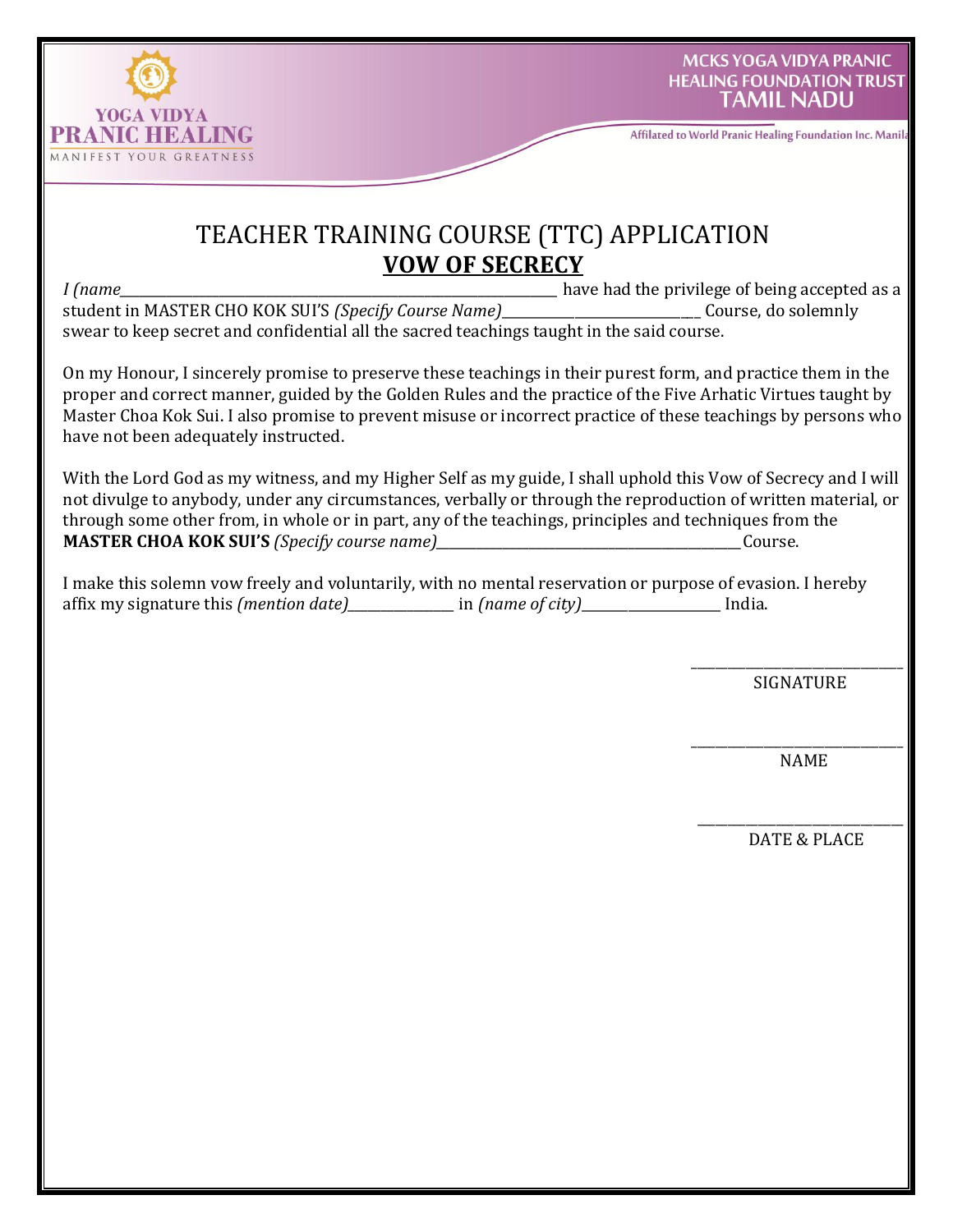YOGA VIDYA
PRANIC HEALING
MANIFEST YOUR GREATNESS

MCKS YOGA VIDYA PRANIC HEALING FOUNDATION TRUST
TAMIL NADU

Affilated to World Pranic Healing Foundation Inc. Manila

# TEACHER TRAINING COURSE (TTC) APPLICATION

## VOW OF SECRECY

*I (name*_________________________________________ have had the privilege of being accepted as a student in MASTER CHO KOK SUI'S *(Specify Course Name)*________________________ Course, do solemnly swear to keep secret and confidential all the sacred teachings taught in the said course.

On my Honour, I sincerely promise to preserve these teachings in their purest form, and practice them in the proper and correct manner, guided by the Golden Rules and the practice of the Five Arhatic Virtues taught by Master Choa Kok Sui. I also promise to prevent misuse or incorrect practice of these teachings by persons who have not been adequately instructed.

With the Lord God as my witness, and my Higher Self as my guide, I shall uphold this Vow of Secrecy and I will not divulge to anybody, under any circumstances, verbally or through the reproduction of written material, or through some other from, in whole or in part, any of the teachings, principles and techniques from the **MASTER CHOA KOK SUI'S** *(Specify course name)*____________________________________Course.

I make this solemn vow freely and voluntarily, with no mental reservation or purpose of evasion. I hereby affix my signature this *(mention date)*______________ in *(name of city)*__________________ India.

______________________________
SIGNATURE

______________________________
NAME

______________________________
DATE & PLACE